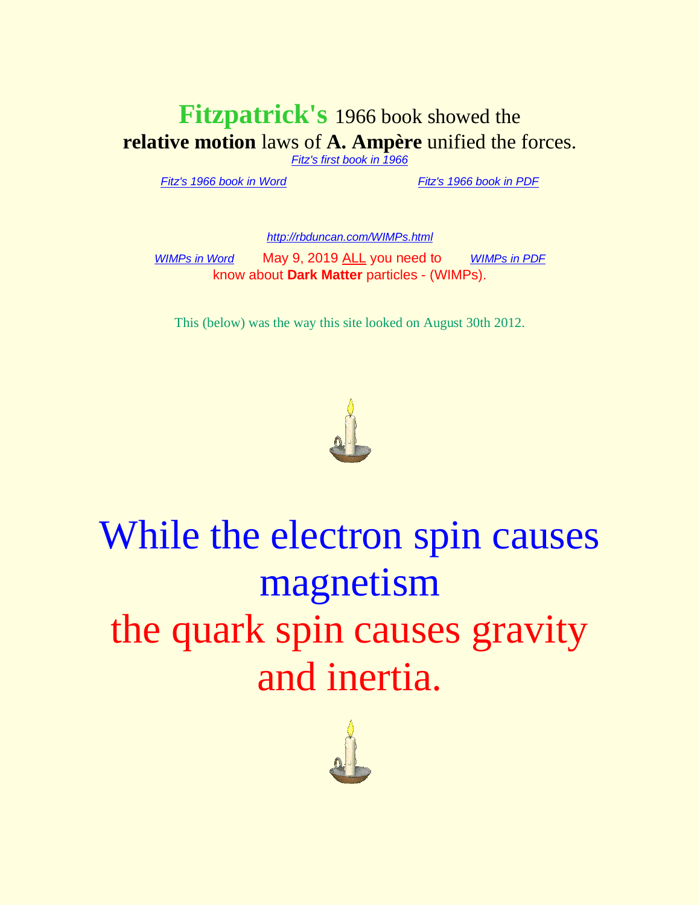**Fitzpatrick's** 1966 book showed the **relative motion** laws of **A. Ampère** unified the forces.

*Fitz's first book in 1966*

*Fitz's 1966 book in Word* *Fitz's 1966 book in PDF*

*http://rbduncan.com/WIMPs.html*

*WIMPs in Word* May 9, 2019 ALL you need to know about **Dark Matter** particles - (WIMPs). *WIMPs in PDF*

This (below) was the way this site looked on August 30th 2012.

# While the electron spin causes magnetism the quark spin causes gravity and inertia.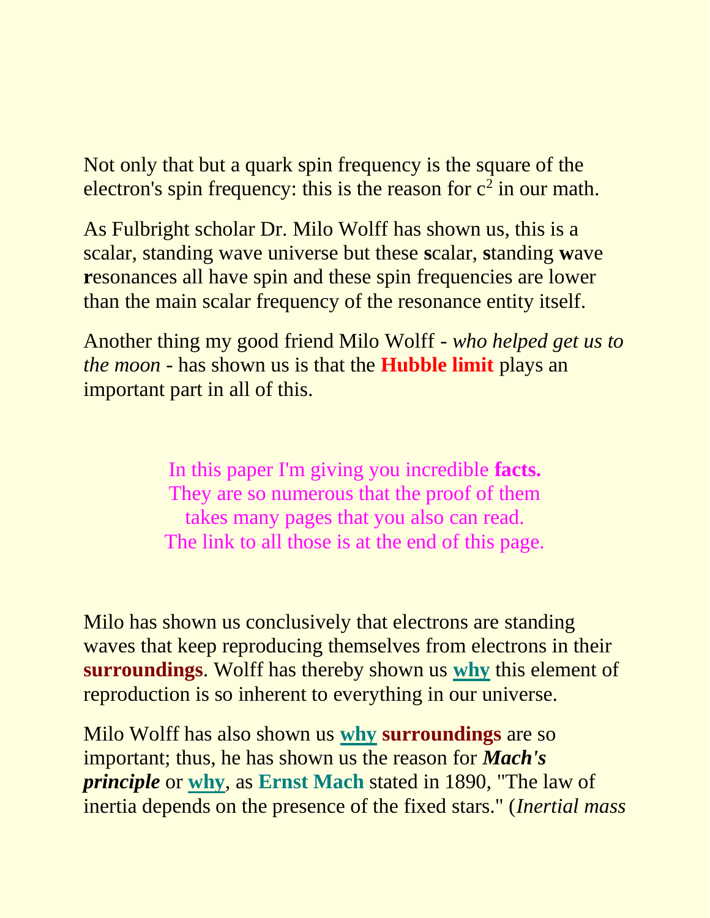Not only that but a quark spin frequency is the square of the electron's spin frequency: this is the reason for $c^2$ in our math.

As Fulbright scholar Dr. Milo Wolff has shown us, this is a scalar, standing wave universe but these **s**calar, **s**tanding **w**ave **r**esonances all have spin and these spin frequencies are lower than the main scalar frequency of the resonance entity itself.

Another thing my good friend Milo Wolff - *who helped get us to the moon* - has shown us is that the **Hubble limit** plays an important part in all of this.

In this paper I'm giving you incredible **facts.**
They are so numerous that the proof of them
takes many pages that you also can read.
The link to all those is at the end of this page.

Milo has shown us conclusively that electrons are standing waves that keep reproducing themselves from electrons in their **surroundings**. Wolff has thereby shown us **why** this element of reproduction is so inherent to everything in our universe.

Milo Wolff has also shown us **why** **surroundings** are so important; thus, he has shown us the reason for ***Mach's principle*** or **why**, as **Ernst Mach** stated in 1890, "The law of inertia depends on the presence of the fixed stars." (*Inertial mass*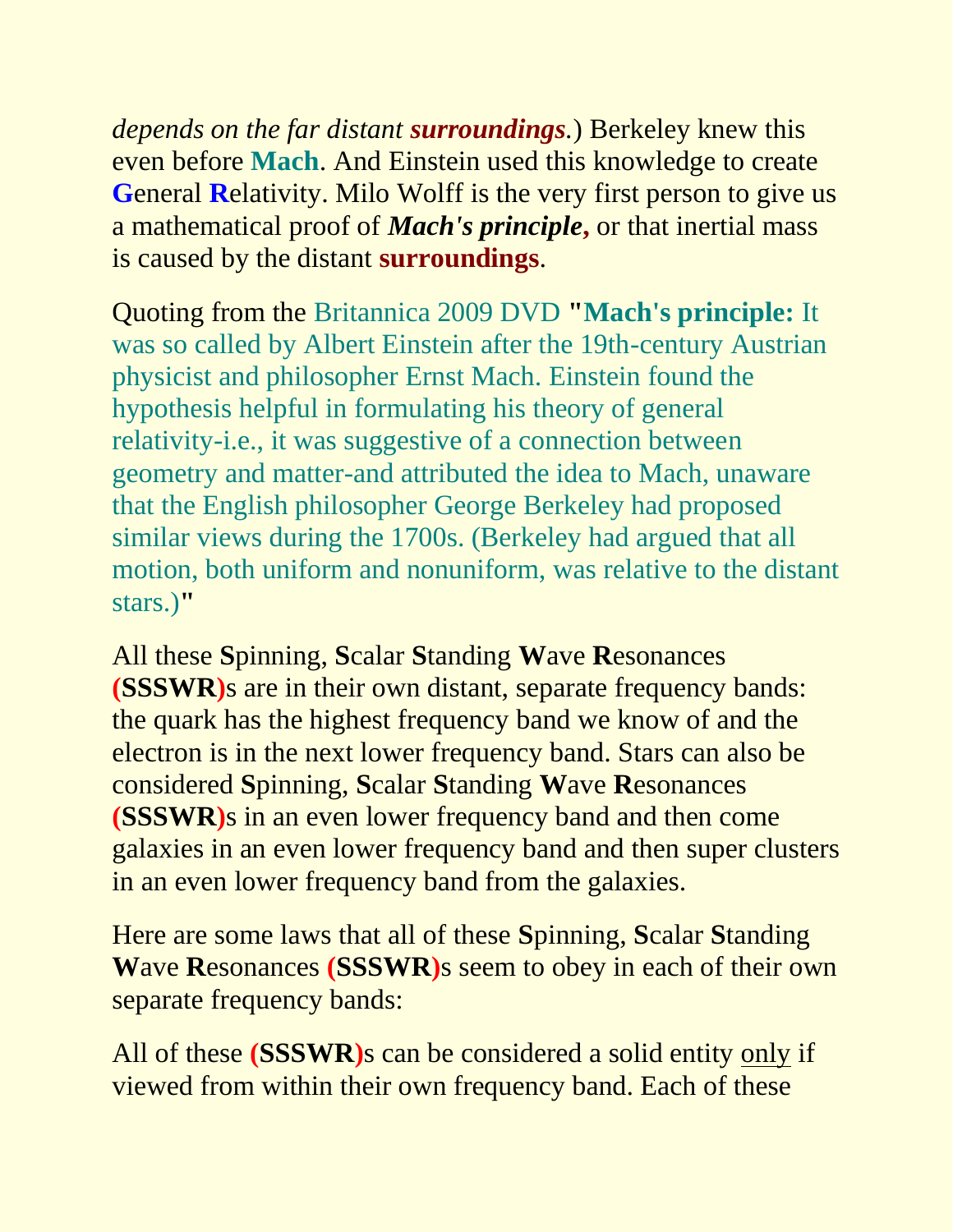*depends on the far distant **surroundings**.*) Berkeley knew this even before **Mach**. And Einstein used this knowledge to create **G**eneral **R**elativity. Milo Wolff is the very first person to give us a mathematical proof of ***Mach's principle***, or that inertial mass is caused by the distant **surroundings**.

Quoting from the Britannica 2009 DVD **"Mach's principle:** It was so called by Albert Einstein after the 19th-century Austrian physicist and philosopher Ernst Mach. Einstein found the hypothesis helpful in formulating his theory of general relativity-i.e., it was suggestive of a connection between geometry and matter-and attributed the idea to Mach, unaware that the English philosopher George Berkeley had proposed similar views during the 1700s. (Berkeley had argued that all motion, both uniform and nonuniform, was relative to the distant stars.)**"**

All these **S**pinning, **S**calar **S**tanding **W**ave **R**esonances **(SSSWR)**s are in their own distant, separate frequency bands: the quark has the highest frequency band we know of and the electron is in the next lower frequency band. Stars can also be considered **S**pinning, **S**calar **S**tanding **W**ave **R**esonances **(SSSWR)**s in an even lower frequency band and then come galaxies in an even lower frequency band and then super clusters in an even lower frequency band from the galaxies.

Here are some laws that all of these **S**pinning, **S**calar **S**tanding **W**ave **R**esonances **(SSSWR)**s seem to obey in each of their own separate frequency bands:

All of these **(SSSWR)**s can be considered a solid entity <u>only</u> if viewed from within their own frequency band. Each of these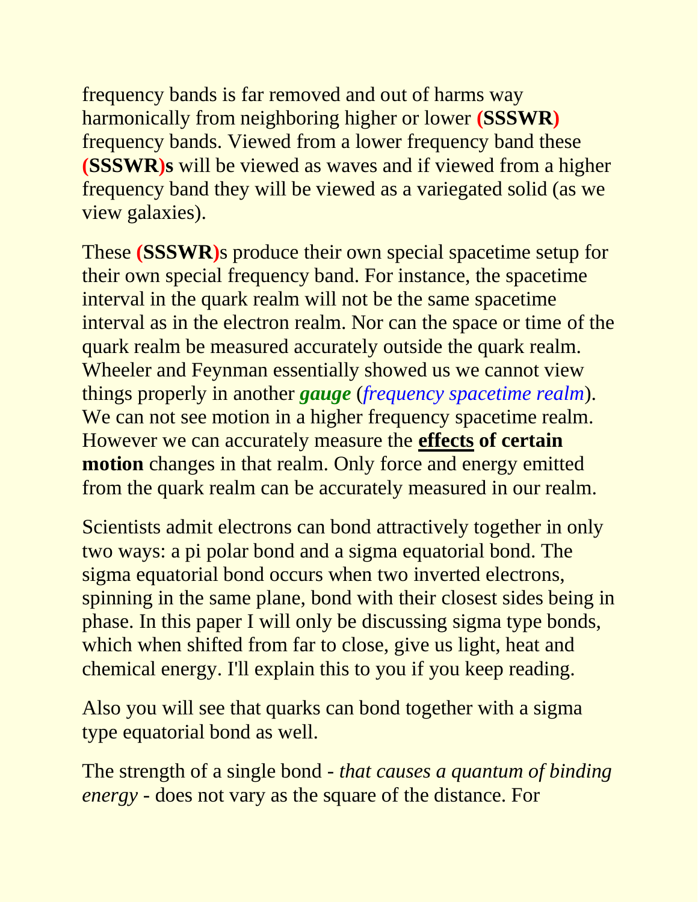frequency bands is far removed and out of harms way harmonically from neighboring higher or lower **(SSSWR)** frequency bands. Viewed from a lower frequency band these **(SSSWR)s** will be viewed as waves and if viewed from a higher frequency band they will be viewed as a variegated solid (as we view galaxies).

These **(SSSWR)**s produce their own special spacetime setup for their own special frequency band. For instance, the spacetime interval in the quark realm will not be the same spacetime interval as in the electron realm. Nor can the space or time of the quark realm be measured accurately outside the quark realm. Wheeler and Feynman essentially showed us we cannot view things properly in another ***gauge*** (*frequency spacetime realm*). We can not see motion in a higher frequency spacetime realm. However we can accurately measure the **effects of certain motion** changes in that realm. Only force and energy emitted from the quark realm can be accurately measured in our realm.

Scientists admit electrons can bond attractively together in only two ways: a pi polar bond and a sigma equatorial bond. The sigma equatorial bond occurs when two inverted electrons, spinning in the same plane, bond with their closest sides being in phase. In this paper I will only be discussing sigma type bonds, which when shifted from far to close, give us light, heat and chemical energy. I'll explain this to you if you keep reading.

Also you will see that quarks can bond together with a sigma type equatorial bond as well.

The strength of a single bond - *that causes a quantum of binding energy* - does not vary as the square of the distance. For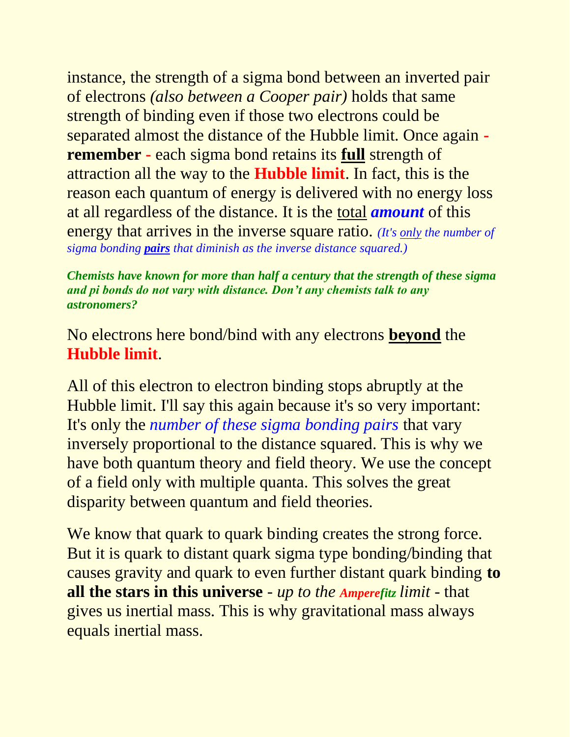instance, the strength of a sigma bond between an inverted pair of electrons *(also between a Cooper pair)* holds that same strength of binding even if those two electrons could be separated almost the distance of the Hubble limit. Once again - **remember** - each sigma bond retains its **full** strength of attraction all the way to the **Hubble limit**. In fact, this is the reason each quantum of energy is delivered with no energy loss at all regardless of the distance. It is the total ***amount*** of this energy that arrives in the inverse square ratio. *(It's only the number of sigma bonding **pairs** that diminish as the inverse distance squared.)*

***Chemists have known for more than half a century that the strength of these sigma and pi bonds do not vary with distance. Don't any chemists talk to any astronomers?***

No electrons here bond/bind with any electrons **beyond** the **Hubble limit**.

All of this electron to electron binding stops abruptly at the Hubble limit. I'll say this again because it's so very important: It's only the *number of these sigma bonding pairs* that vary inversely proportional to the distance squared. This is why we have both quantum theory and field theory. We use the concept of a field only with multiple quanta. This solves the great disparity between quantum and field theories.

We know that quark to quark binding creates the strong force. But it is quark to distant quark sigma type bonding/binding that causes gravity and quark to even further distant quark binding **to all the stars in this universe** - *up to the **Amperefitz** limit* - that gives us inertial mass. This is why gravitational mass always equals inertial mass.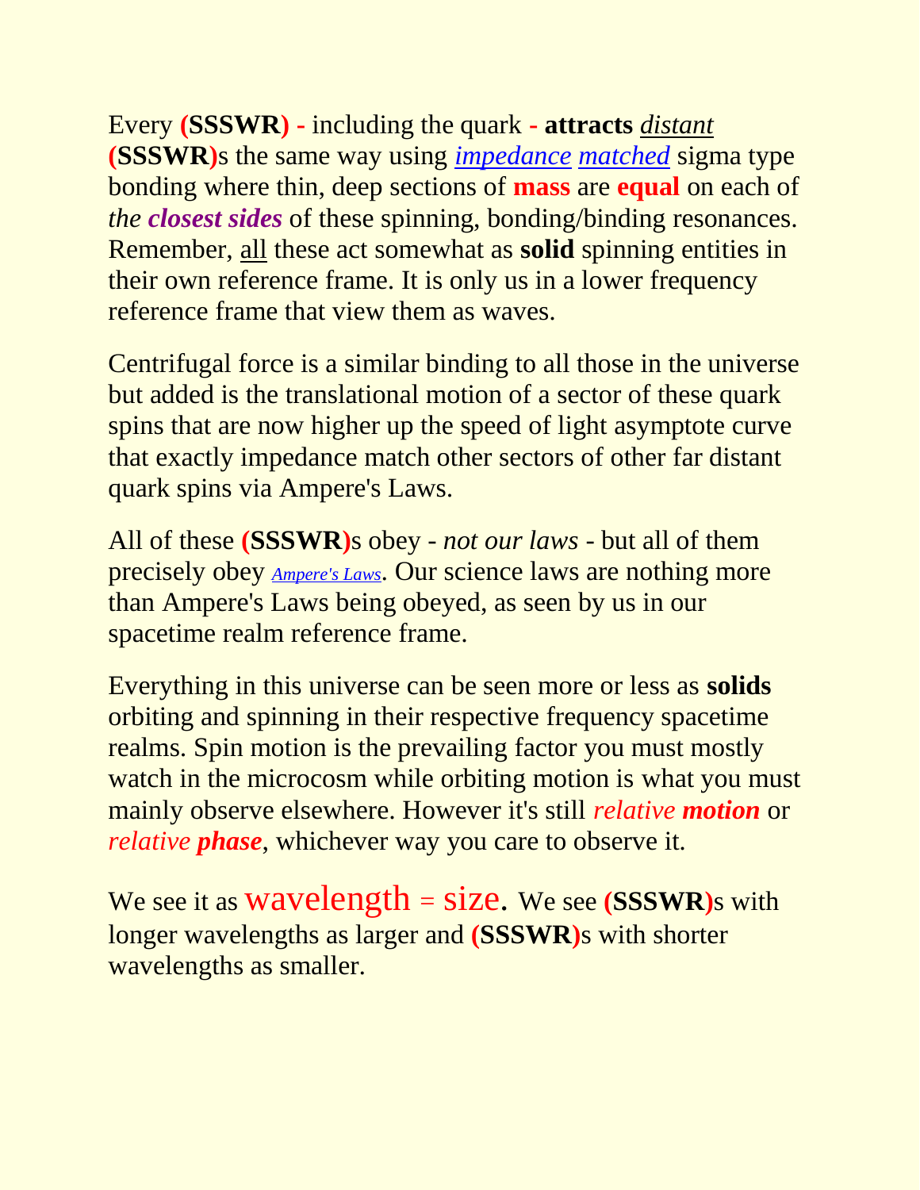Every **(SSSWR)** - including the quark - **attracts** _distant_ **(SSSWR)**s the same way using *impedance* *matched* sigma type bonding where thin, deep sections of **mass** are **equal** on each of *the **closest sides*** of these spinning, bonding/binding resonances. Remember, all these act somewhat as **solid** spinning entities in their own reference frame. It is only us in a lower frequency reference frame that view them as waves.

Centrifugal force is a similar binding to all those in the universe but added is the translational motion of a sector of these quark spins that are now higher up the speed of light asymptote curve that exactly impedance match other sectors of other far distant quark spins via Ampere's Laws.

All of these **(SSSWR)**s obey - *not our laws* - but all of them precisely obey *Ampere's Laws*. Our science laws are nothing more than Ampere's Laws being obeyed, as seen by us in our spacetime realm reference frame.

Everything in this universe can be seen more or less as **solids** orbiting and spinning in their respective frequency spacetime realms. Spin motion is the prevailing factor you must mostly watch in the microcosm while orbiting motion is what you must mainly observe elsewhere. However it's still *relative **motion*** or *relative **phase***, whichever way you care to observe it.

We see it as wavelength = size. We see **(SSSWR)**s with longer wavelengths as larger and **(SSSWR)**s with shorter wavelengths as smaller.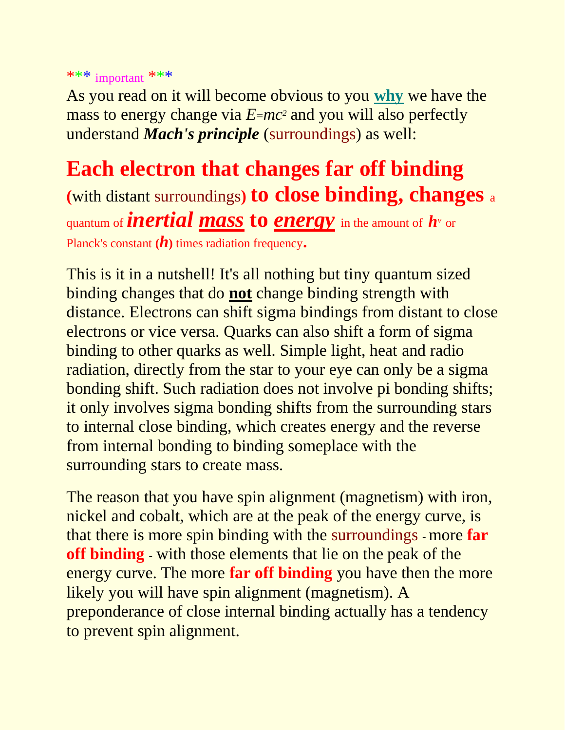*** important ***

As you read on it will become obvious to you **why** we have the mass to energy change via $E=mc^2$ and you will also perfectly understand ***Mach's principle*** (surroundings) as well:

**Each electron that changes far off binding** (with distant surroundings) **to close binding, changes** a quantum of ***inertial*** ***mass*** **to** ***energy*** in the amount of $h^{\nu}$ or Planck's constant (***h***) times radiation frequency**.**

This is it in a nutshell! It's all nothing but tiny quantum sized binding changes that do **not** change binding strength with distance. Electrons can shift sigma bindings from distant to close electrons or vice versa. Quarks can also shift a form of sigma binding to other quarks as well. Simple light, heat and radio radiation, directly from the star to your eye can only be a sigma bonding shift. Such radiation does not involve pi bonding shifts; it only involves sigma bonding shifts from the surrounding stars to internal close binding, which creates energy and the reverse from internal bonding to binding someplace with the surrounding stars to create mass.

The reason that you have spin alignment (magnetism) with iron, nickel and cobalt, which are at the peak of the energy curve, is that there is more spin binding with the surroundings - more **far off binding** - with those elements that lie on the peak of the energy curve. The more **far off binding** you have then the more likely you will have spin alignment (magnetism). A preponderance of close internal binding actually has a tendency to prevent spin alignment.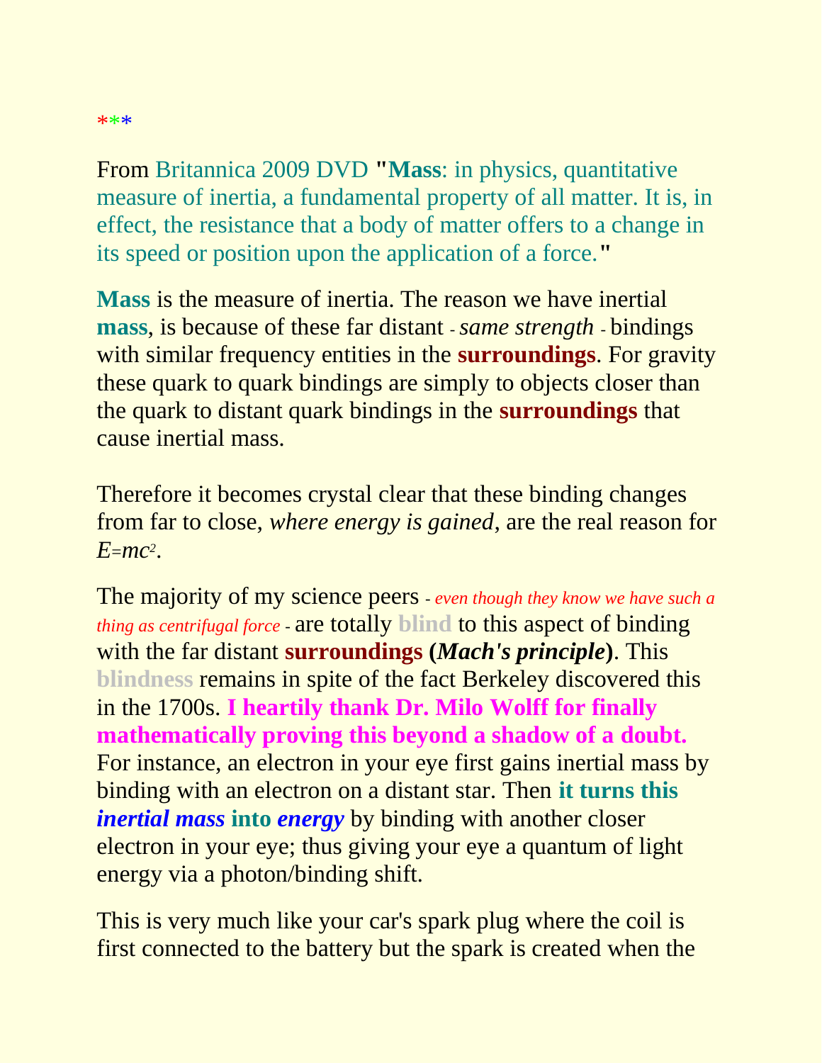***

From Britannica 2009 DVD "**Mass**: in physics, quantitative measure of inertia, a fundamental property of all matter. It is, in effect, the resistance that a body of matter offers to a change in its speed or position upon the application of a force."

**Mass** is the measure of inertia. The reason we have inertial **mass**, is because of these far distant - *same strength* - bindings with similar frequency entities in the **surroundings**. For gravity these quark to quark bindings are simply to objects closer than the quark to distant quark bindings in the **surroundings** that cause inertial mass.

Therefore it becomes crystal clear that these binding changes from far to close, *where energy is gained*, are the real reason for $E=mc^2$.

The majority of my science peers - *even though they know we have such a thing as centrifugal force* - are totally **blind** to this aspect of binding with the far distant **surroundings** (***Mach's principle***). This **blindness** remains in spite of the fact Berkeley discovered this in the 1700s. **I heartily thank Dr. Milo Wolff for finally mathematically proving this beyond a shadow of a doubt.** For instance, an electron in your eye first gains inertial mass by binding with an electron on a distant star. Then **it turns this *inertial mass* into *energy*** by binding with another closer electron in your eye; thus giving your eye a quantum of light energy via a photon/binding shift.

This is very much like your car's spark plug where the coil is first connected to the battery but the spark is created when the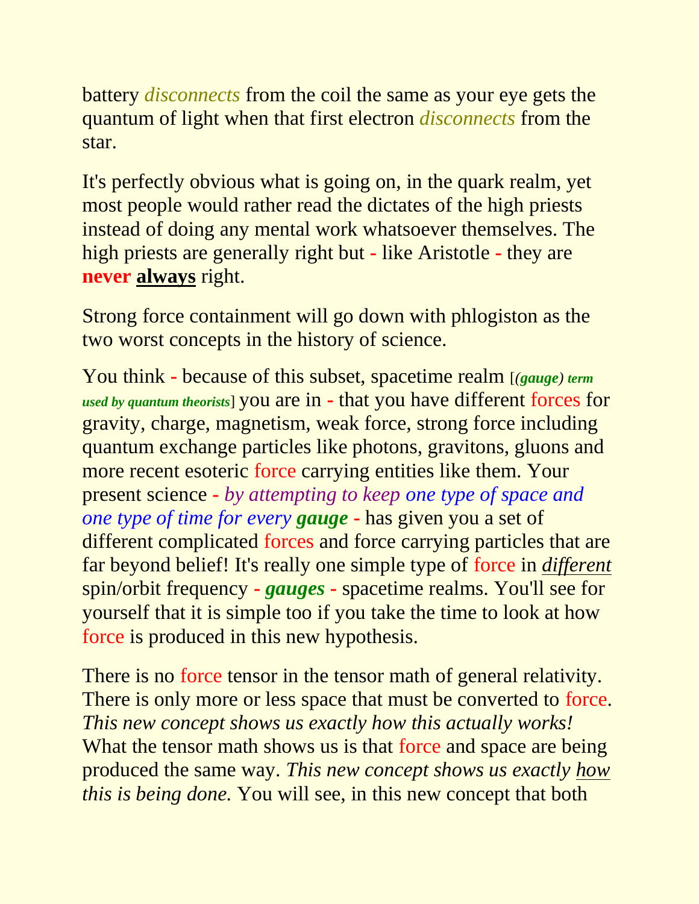battery *disconnects* from the coil the same as your eye gets the quantum of light when that first electron *disconnects* from the star.

It's perfectly obvious what is going on, in the quark realm, yet most people would rather read the dictates of the high priests instead of doing any mental work whatsoever themselves. The high priests are generally right but - like Aristotle - they are **never** **<u>always</u>** right.

Strong force containment will go down with phlogiston as the two worst concepts in the history of science.

You think - because of this subset, spacetime realm [***(gauge) term used by quantum theorists***] you are in - that you have different forces for gravity, charge, magnetism, weak force, strong force including quantum exchange particles like photons, gravitons, gluons and more recent esoteric force carrying entities like them. Your present science - *by attempting to keep one type of space and one type of time for every **gauge*** - has given you a set of different complicated forces and force carrying particles that are far beyond belief! It's really one simple type of force in *<u>different</u>* spin/orbit frequency - ***gauges*** - spacetime realms. You'll see for yourself that it is simple too if you take the time to look at how force is produced in this new hypothesis.

There is no force tensor in the tensor math of general relativity. There is only more or less space that must be converted to force. *This new concept shows us exactly how this actually works!* What the tensor math shows us is that force and space are being produced the same way. *This new concept shows us exactly <u>how</u> this is being done.* You will see, in this new concept that both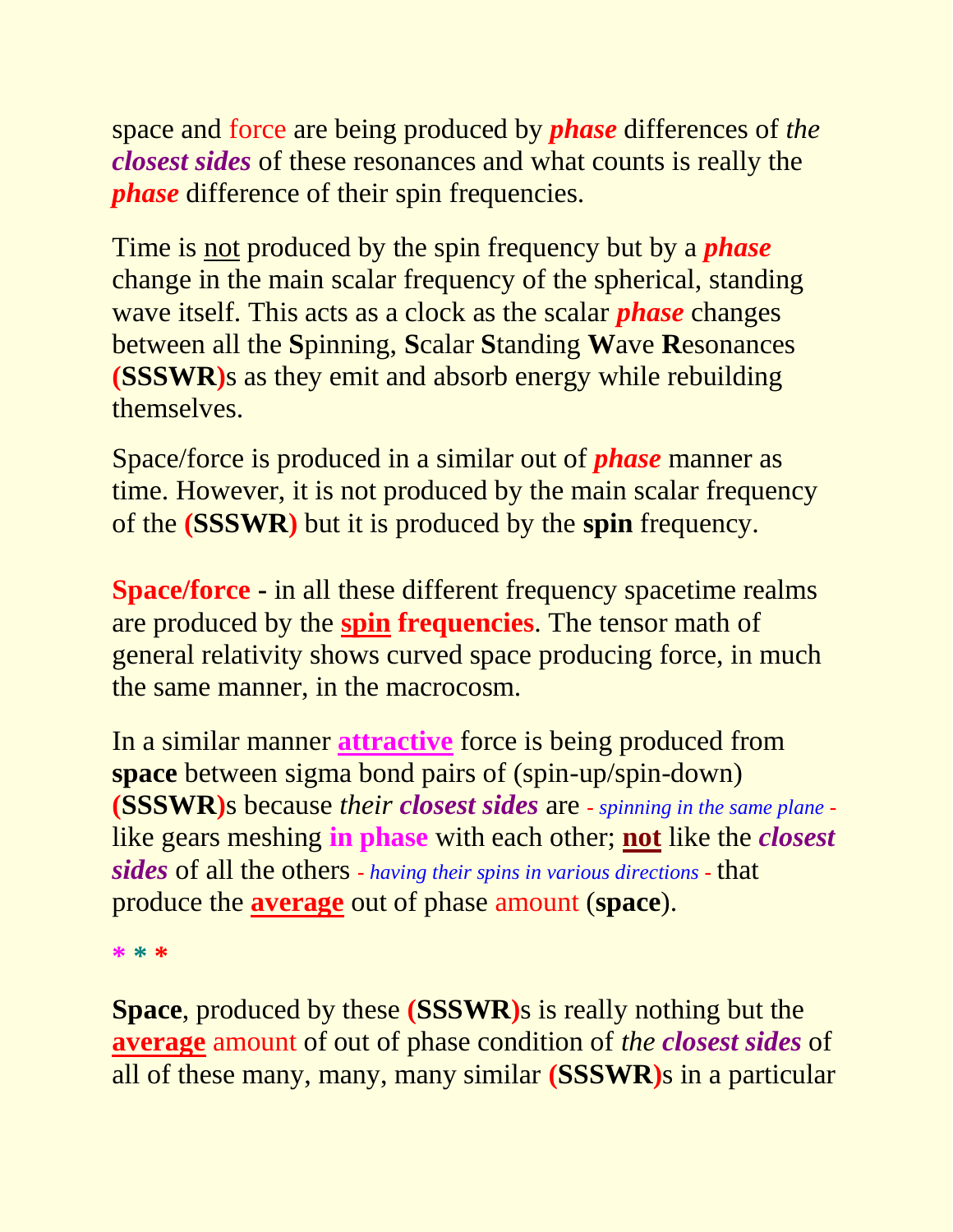space and force are being produced by ***phase*** differences of *the **closest sides*** of these resonances and what counts is really the ***phase*** difference of their spin frequencies.

Time is not produced by the spin frequency but by a ***phase*** change in the main scalar frequency of the spherical, standing wave itself. This acts as a clock as the scalar ***phase*** changes between all the **S**pinning, **S**calar **S**tanding **W**ave **R**esonances **(SSSWR)**s as they emit and absorb energy while rebuilding themselves.

Space/force is produced in a similar out of ***phase*** manner as time. However, it is not produced by the main scalar frequency of the **(SSSWR)** but it is produced by the **spin** frequency.

**Space/force -** in all these different frequency spacetime realms are produced by the **spin frequencies**. The tensor math of general relativity shows curved space producing force, in much the same manner, in the macrocosm.

In a similar manner **attractive** force is being produced from **space** between sigma bond pairs of (spin-up/spin-down) **(SSSWR)**s because *their **closest sides*** are *- spinning in the same plane -* like gears meshing **in phase** with each other; **not** like the ***closest sides*** of all the others *- having their spins in various directions -* that produce the **average** out of phase amount (**space**).

\* \* \*

**Space**, produced by these **(SSSWR)**s is really nothing but the **average** amount of out of phase condition of *the **closest sides*** of all of these many, many, many similar **(SSSWR)**s in a particular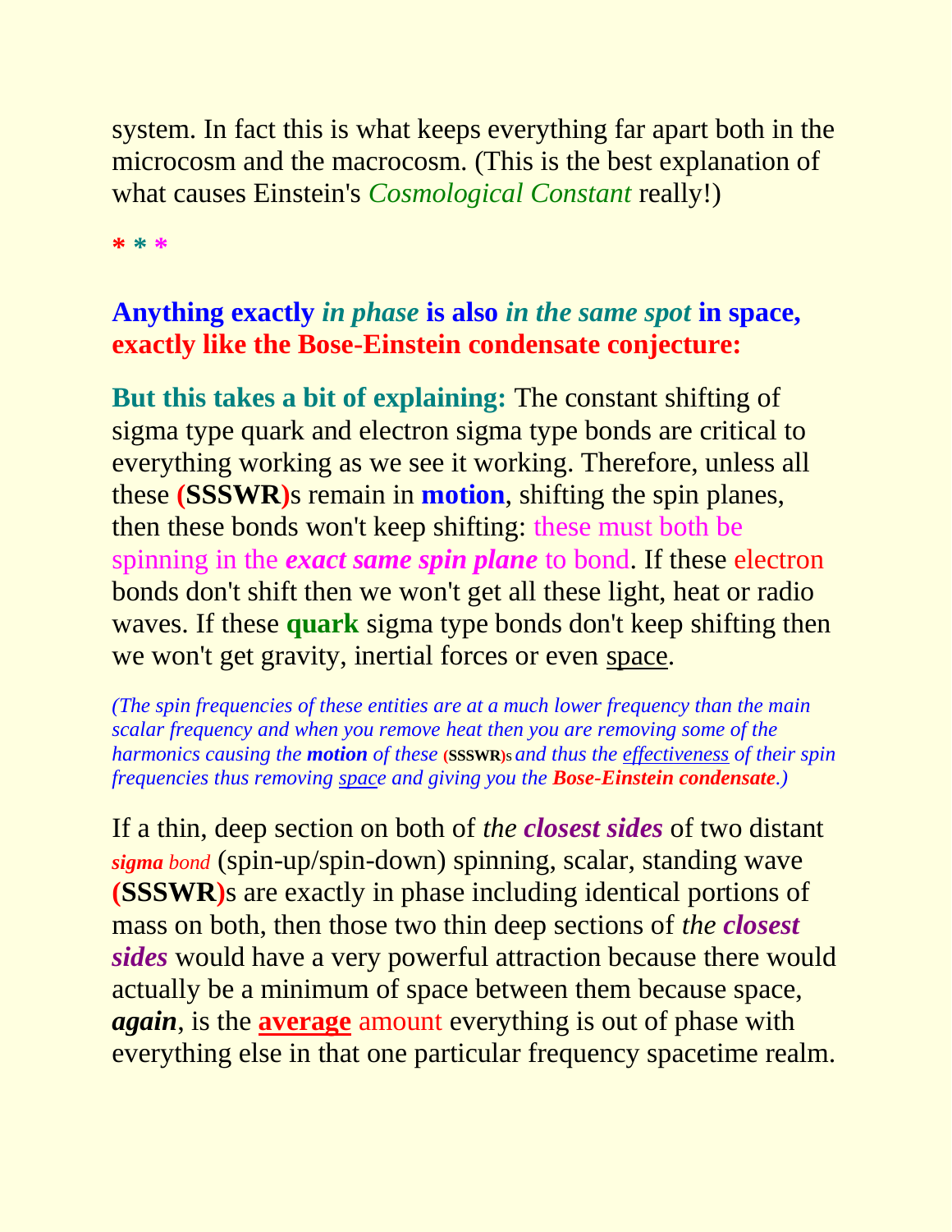system. In fact this is what keeps everything far apart both in the microcosm and the macrocosm. (This is the best explanation of what causes Einstein's *Cosmological Constant* really!)

*** * * ***

**Anything exactly *in phase* is also *in the same spot* in space, exactly like the Bose-Einstein condensate conjecture:**

**But this takes a bit of explaining:** The constant shifting of sigma type quark and electron sigma type bonds are critical to everything working as we see it working. Therefore, unless all these **(SSSWR)**s remain in **motion**, shifting the spin planes, then these bonds won't keep shifting: these must both be spinning in the ***exact same spin plane*** to bond. If these electron bonds don't shift then we won't get all these light, heat or radio waves. If these **quark** sigma type bonds don't keep shifting then we won't get gravity, inertial forces or even space.

*(The spin frequencies of these entities are at a much lower frequency than the main scalar frequency and when you remove heat then you are removing some of the harmonics causing the **motion** of these **(SSSWR)s** and thus the effectiveness of their spin frequencies thus removing space and giving you the **Bose-Einstein condensate**.)*

If a thin, deep section on both of *the **closest sides*** of two distant ***sigma** bond* (spin-up/spin-down) spinning, scalar, standing wave **(SSSWR)**s are exactly in phase including identical portions of mass on both, then those two thin deep sections of *the **closest sides*** would have a very powerful attraction because there would actually be a minimum of space between them because space, ***again***, is the **average** amount everything is out of phase with everything else in that one particular frequency spacetime realm.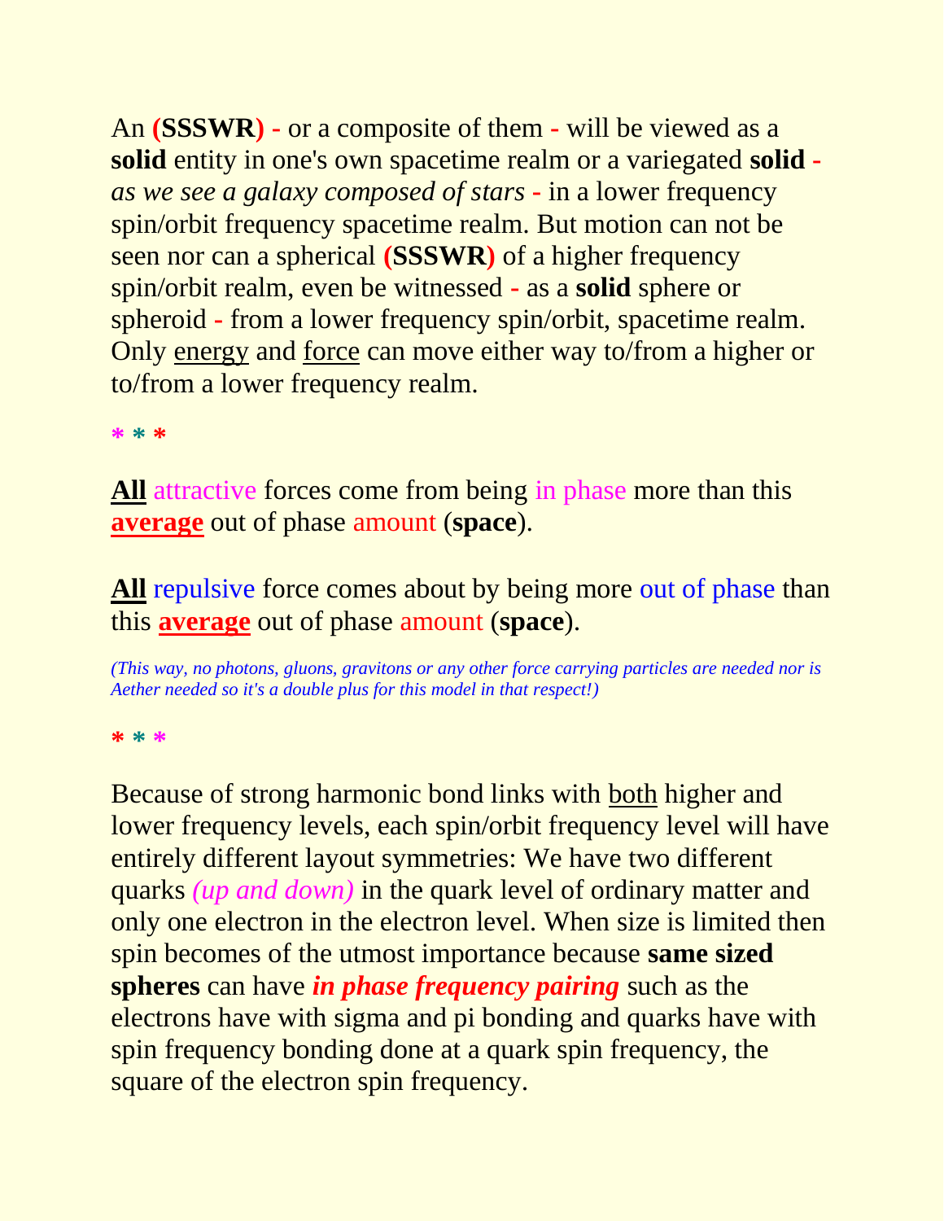An **(SSSWR)** - or a composite of them - will be viewed as a **solid** entity in one's own spacetime realm or a variegated **solid** - *as we see a galaxy composed of stars* - in a lower frequency spin/orbit frequency spacetime realm. But motion can not be seen nor can a spherical **(SSSWR)** of a higher frequency spin/orbit realm, even be witnessed - as a **solid** sphere or spheroid - from a lower frequency spin/orbit, spacetime realm. Only energy and force can move either way to/from a higher or to/from a lower frequency realm.

* * *

**All** attractive forces come from being in phase more than this **average** out of phase amount (**space**).

**All** repulsive force comes about by being more out of phase than this **average** out of phase amount (**space**).

*(This way, no photons, gluons, gravitons or any other force carrying particles are needed nor is Aether needed so it's a double plus for this model in that respect!)*

* * *

Because of strong harmonic bond links with both higher and lower frequency levels, each spin/orbit frequency level will have entirely different layout symmetries: We have two different quarks *(up and down)* in the quark level of ordinary matter and only one electron in the electron level. When size is limited then spin becomes of the utmost importance because **same sized spheres** can have ***in phase frequency pairing*** such as the electrons have with sigma and pi bonding and quarks have with spin frequency bonding done at a quark spin frequency, the square of the electron spin frequency.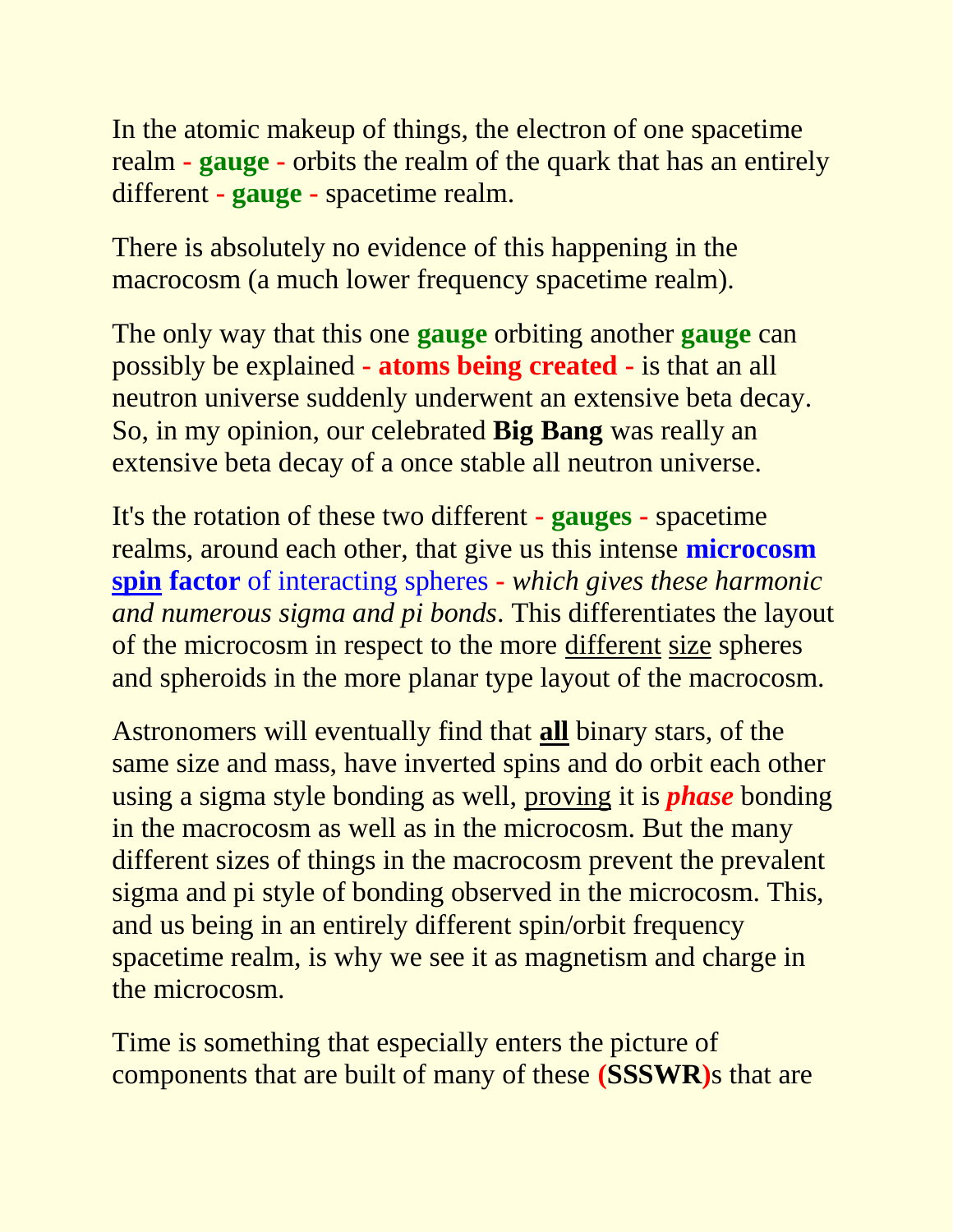In the atomic makeup of things, the electron of one spacetime realm **- gauge -** orbits the realm of the quark that has an entirely different **- gauge -** spacetime realm.

There is absolutely no evidence of this happening in the macrocosm (a much lower frequency spacetime realm).

The only way that this one **gauge** orbiting another **gauge** can possibly be explained **- atoms being created -** is that an all neutron universe suddenly underwent an extensive beta decay. So, in my opinion, our celebrated **Big Bang** was really an extensive beta decay of a once stable all neutron universe.

It's the rotation of these two different **- gauges -** spacetime realms, around each other, that give us this intense **microcosm spin factor** of interacting spheres - *which gives these harmonic and numerous sigma and pi bonds*. This differentiates the layout of the microcosm in respect to the more different size spheres and spheroids in the more planar type layout of the macrocosm.

Astronomers will eventually find that **all** binary stars, of the same size and mass, have inverted spins and do orbit each other using a sigma style bonding as well, proving it is ***phase*** bonding in the macrocosm as well as in the microcosm. But the many different sizes of things in the macrocosm prevent the prevalent sigma and pi style of bonding observed in the microcosm. This, and us being in an entirely different spin/orbit frequency spacetime realm, is why we see it as magnetism and charge in the microcosm.

Time is something that especially enters the picture of components that are built of many of these **(SSSWR)**s that are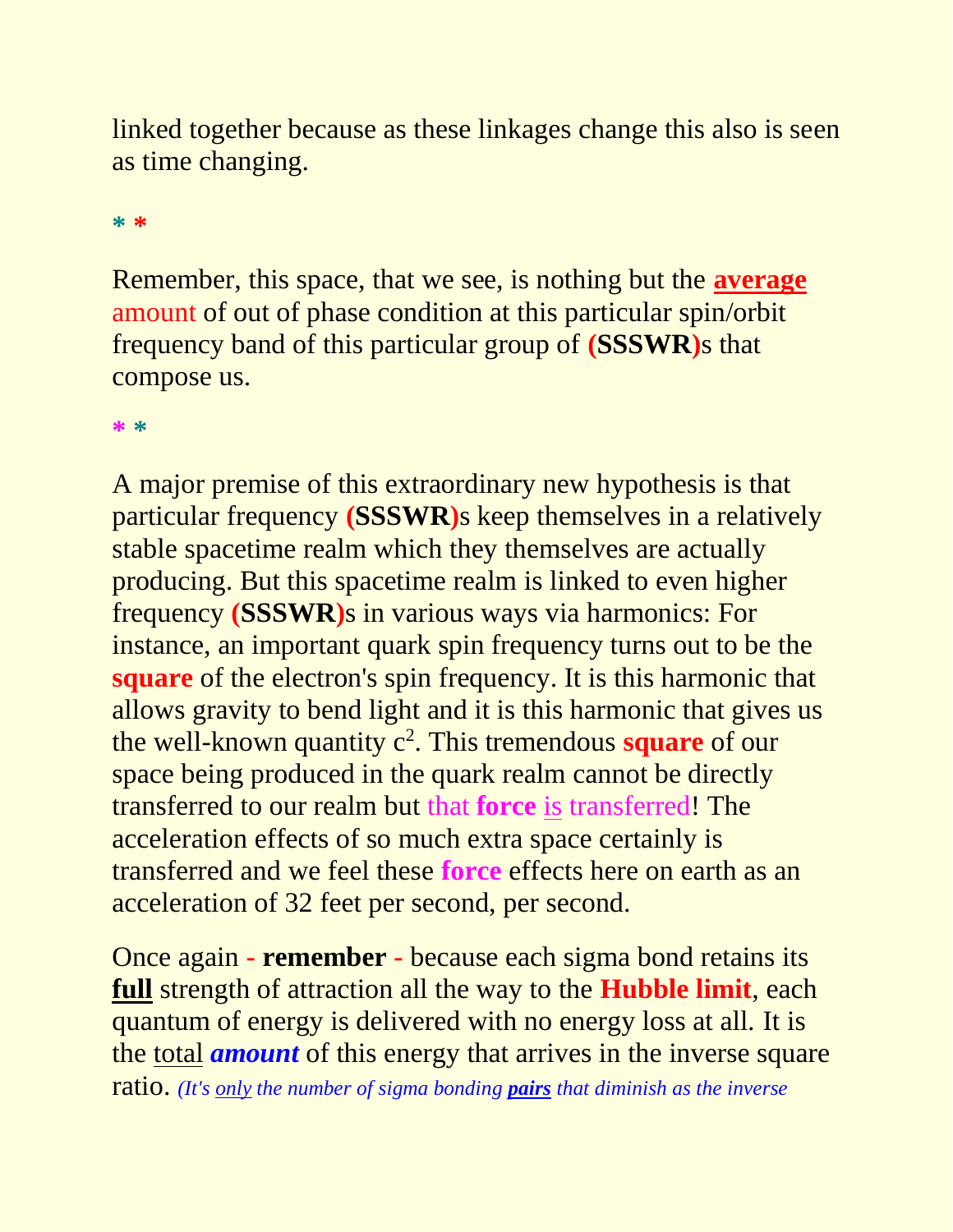linked together because as these linkages change this also is seen as time changing.

* *

Remember, this space, that we see, is nothing but the **average** amount of out of phase condition at this particular spin/orbit frequency band of this particular group of **(SSSWR)**s that compose us.

* *

A major premise of this extraordinary new hypothesis is that particular frequency **(SSSWR)**s keep themselves in a relatively stable spacetime realm which they themselves are actually producing. But this spacetime realm is linked to even higher frequency **(SSSWR)**s in various ways via harmonics: For instance, an important quark spin frequency turns out to be the **square** of the electron's spin frequency. It is this harmonic that allows gravity to bend light and it is this harmonic that gives us the well-known quantity $c^2$. This tremendous **square** of our space being produced in the quark realm cannot be directly transferred to our realm but that **force** is transferred! The acceleration effects of so much extra space certainly is transferred and we feel these **force** effects here on earth as an acceleration of 32 feet per second, per second.

Once again - **remember** - because each sigma bond retains its **full** strength of attraction all the way to the **Hubble limit**, each quantum of energy is delivered with no energy loss at all. It is the total ***amount*** of this energy that arrives in the inverse square ratio. *(It's only the number of sigma bonding **pairs** that diminish as the inverse*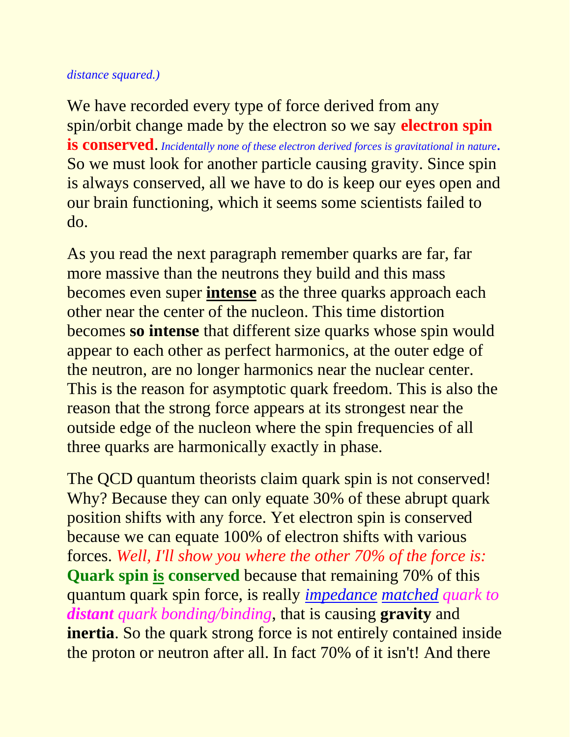*distance squared.)*

We have recorded every type of force derived from any spin/orbit change made by the electron so we say **electron spin is conserved**. *Incidentally none of these electron derived forces is gravitational in nature*. So we must look for another particle causing gravity. Since spin is always conserved, all we have to do is keep our eyes open and our brain functioning, which it seems some scientists failed to do.

As you read the next paragraph remember quarks are far, far more massive than the neutrons they build and this mass becomes even super **intense** as the three quarks approach each other near the center of the nucleon. This time distortion becomes **so intense** that different size quarks whose spin would appear to each other as perfect harmonics, at the outer edge of the neutron, are no longer harmonics near the nuclear center. This is the reason for asymptotic quark freedom. This is also the reason that the strong force appears at its strongest near the outside edge of the nucleon where the spin frequencies of all three quarks are harmonically exactly in phase.

The QCD quantum theorists claim quark spin is not conserved! Why? Because they can only equate 30% of these abrupt quark position shifts with any force. Yet electron spin is conserved because we can equate 100% of electron shifts with various forces. *Well, I'll show you where the other 70% of the force is:* **Quark spin is conserved** because that remaining 70% of this quantum quark spin force, is really *impedance matched quark to **distant** quark bonding/binding*, that is causing **gravity** and **inertia**. So the quark strong force is not entirely contained inside the proton or neutron after all. In fact 70% of it isn't! And there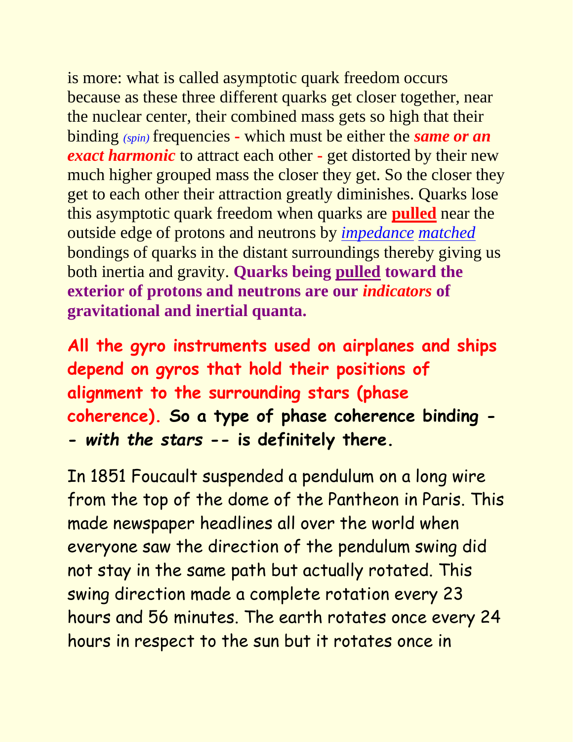is more: what is called asymptotic quark freedom occurs because as these three different quarks get closer together, near the nuclear center, their combined mass gets so high that their binding *(spin)* frequencies - which must be either the ***same or an exact harmonic*** to attract each other - get distorted by their new much higher grouped mass the closer they get. So the closer they get to each other their attraction greatly diminishes. Quarks lose this asymptotic quark freedom when quarks are **pulled** near the outside edge of protons and neutrons by *impedance* *matched* bondings of quarks in the distant surroundings thereby giving us both inertia and gravity. **Quarks being pulled toward the exterior of protons and neutrons are our *indicators* of gravitational and inertial quanta.**

**All the gyro instruments used on airplanes and ships depend on gyros that hold their positions of alignment to the surrounding stars (phase coherence). So a type of phase coherence binding -- *with the stars* -- is definitely there.**

In 1851 Foucault suspended a pendulum on a long wire from the top of the dome of the Pantheon in Paris. This made newspaper headlines all over the world when everyone saw the direction of the pendulum swing did not stay in the same path but actually rotated. This swing direction made a complete rotation every 23 hours and 56 minutes. The earth rotates once every 24 hours in respect to the sun but it rotates once in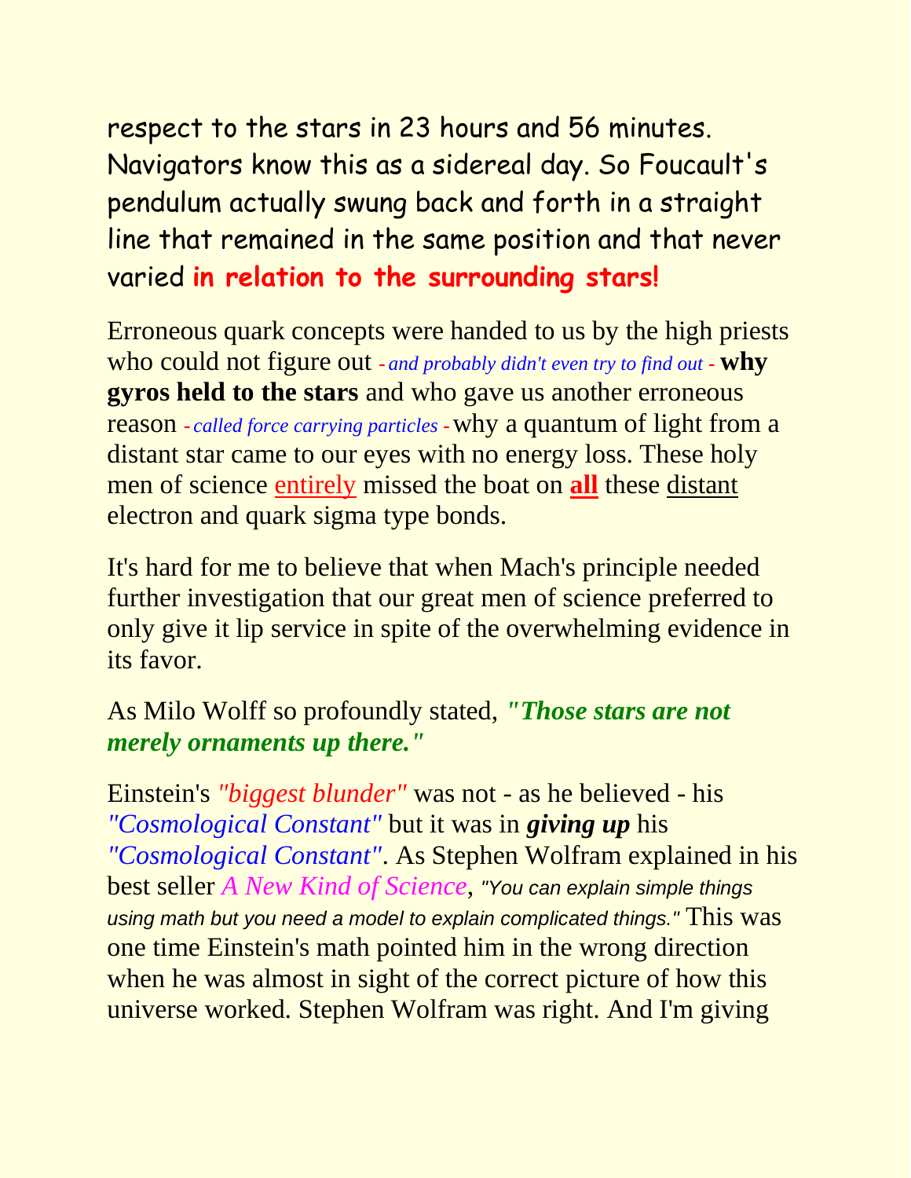respect to the stars in 23 hours and 56 minutes. Navigators know this as a sidereal day. So Foucault's pendulum actually swung back and forth in a straight line that remained in the same position and that never varied **in relation to the surrounding stars!**

Erroneous quark concepts were handed to us by the high priests who could not figure out - *and probably didn't even try to find out* - **why gyros held to the stars** and who gave us another erroneous reason - *called force carrying particles* - why a quantum of light from a distant star came to our eyes with no energy loss. These holy men of science entirely missed the boat on **all** these distant electron and quark sigma type bonds.

It's hard for me to believe that when Mach's principle needed further investigation that our great men of science preferred to only give it lip service in spite of the overwhelming evidence in its favor.

As Milo Wolff so profoundly stated, ***"Those stars are not merely ornaments up there."***

Einstein's *"biggest blunder"* was not - as he believed - his *"Cosmological Constant"* but it was in ***giving up*** his *"Cosmological Constant"*. As Stephen Wolfram explained in his best seller *A New Kind of Science*, *"You can explain simple things using math but you need a model to explain complicated things."* This was one time Einstein's math pointed him in the wrong direction when he was almost in sight of the correct picture of how this universe worked. Stephen Wolfram was right. And I'm giving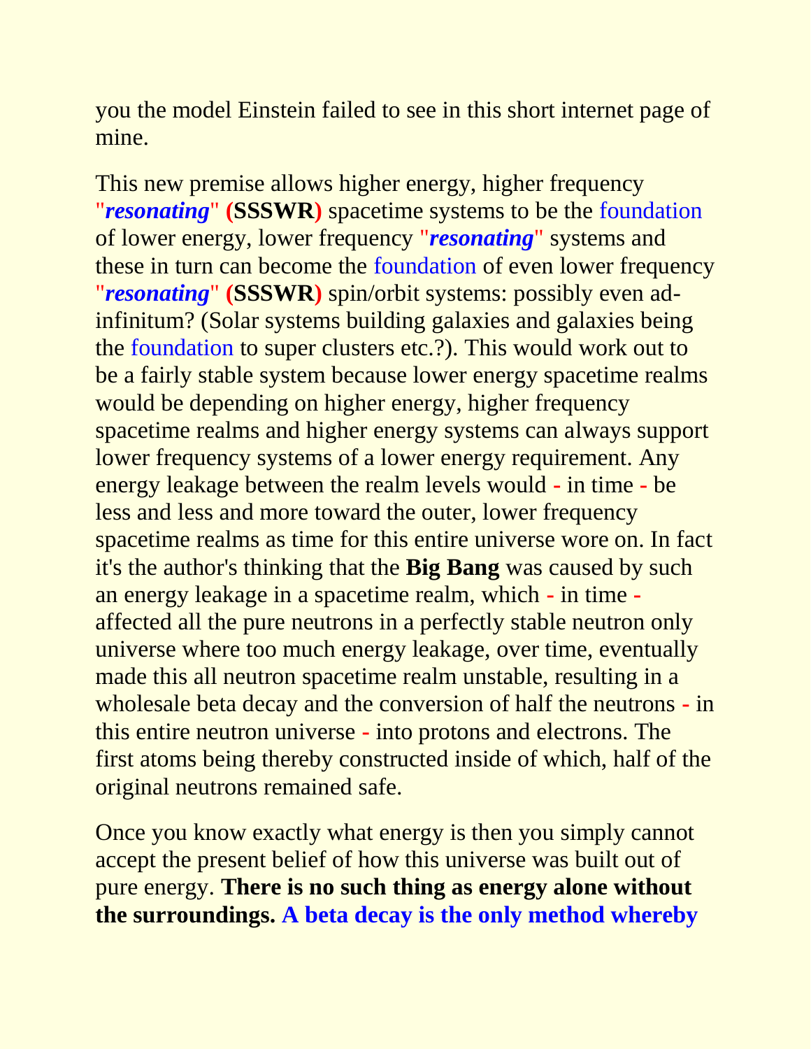you the model Einstein failed to see in this short internet page of mine.

This new premise allows higher energy, higher frequency "***resonating***" **(SSSWR)** spacetime systems to be the foundation of lower energy, lower frequency "***resonating***" systems and these in turn can become the foundation of even lower frequency "***resonating***" **(SSSWR)** spin/orbit systems: possibly even ad-infinitum? (Solar systems building galaxies and galaxies being the foundation to super clusters etc.?). This would work out to be a fairly stable system because lower energy spacetime realms would be depending on higher energy, higher frequency spacetime realms and higher energy systems can always support lower frequency systems of a lower energy requirement. Any energy leakage between the realm levels would **-** in time **-** be less and less and more toward the outer, lower frequency spacetime realms as time for this entire universe wore on. In fact it's the author's thinking that the **Big Bang** was caused by such an energy leakage in a spacetime realm, which **-** in time **-** affected all the pure neutrons in a perfectly stable neutron only universe where too much energy leakage, over time, eventually made this all neutron spacetime realm unstable, resulting in a wholesale beta decay and the conversion of half the neutrons **-** in this entire neutron universe **-** into protons and electrons. The first atoms being thereby constructed inside of which, half of the original neutrons remained safe.

Once you know exactly what energy is then you simply cannot accept the present belief of how this universe was built out of pure energy. **There is no such thing as energy alone without the surroundings. A beta decay is the only method whereby**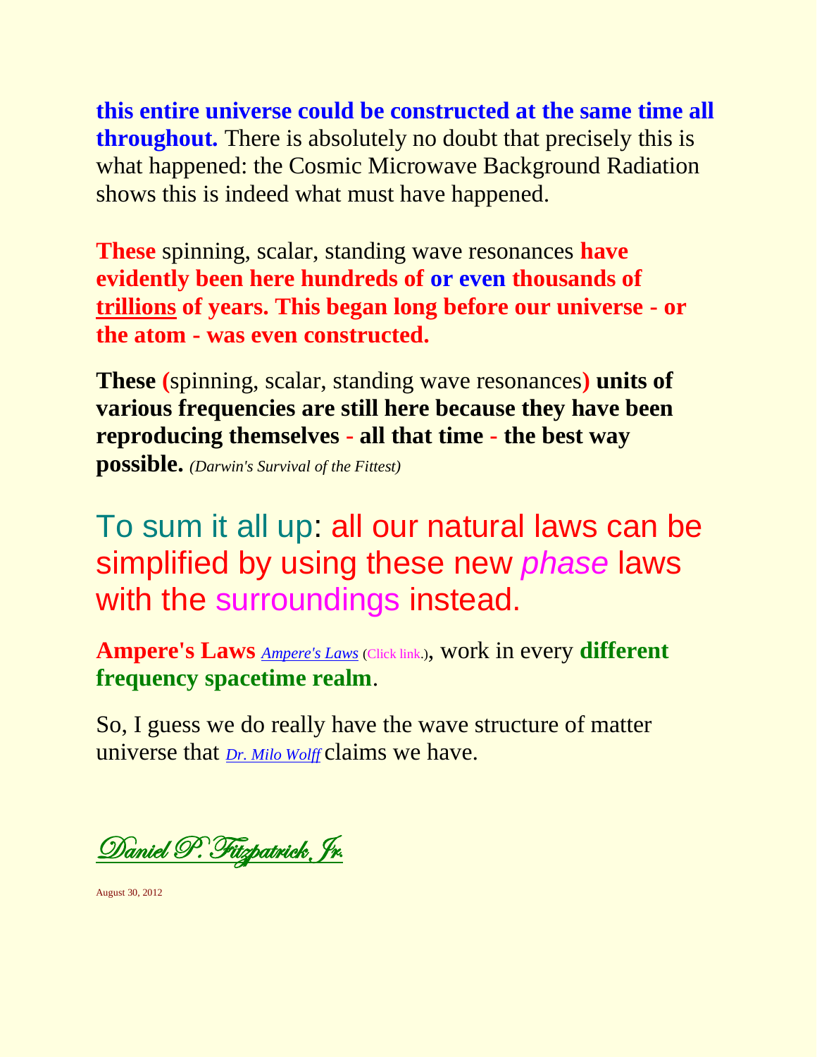**this entire universe could be constructed at the same time all throughout.** There is absolutely no doubt that precisely this is what happened: the Cosmic Microwave Background Radiation shows this is indeed what must have happened.

**These** spinning, scalar, standing wave resonances **have evidently been here hundreds of or even thousands of trillions of years. This began long before our universe - or the atom - was even constructed.**

**These (**spinning, scalar, standing wave resonances**) units of various frequencies are still here because they have been reproducing themselves - all that time - the best way possible.** *(Darwin's Survival of the Fittest)*

To sum it all up: all our natural laws can be simplified by using these new *phase* laws with the surroundings instead.

**Ampere's Laws** *Ampere's Laws* (Click link.), work in every **different frequency spacetime realm**.

So, I guess we do really have the wave structure of matter universe that *Dr. Milo Wolff* claims we have.

*Daniel P. Fitzpatrick, Jr.*

August 30, 2012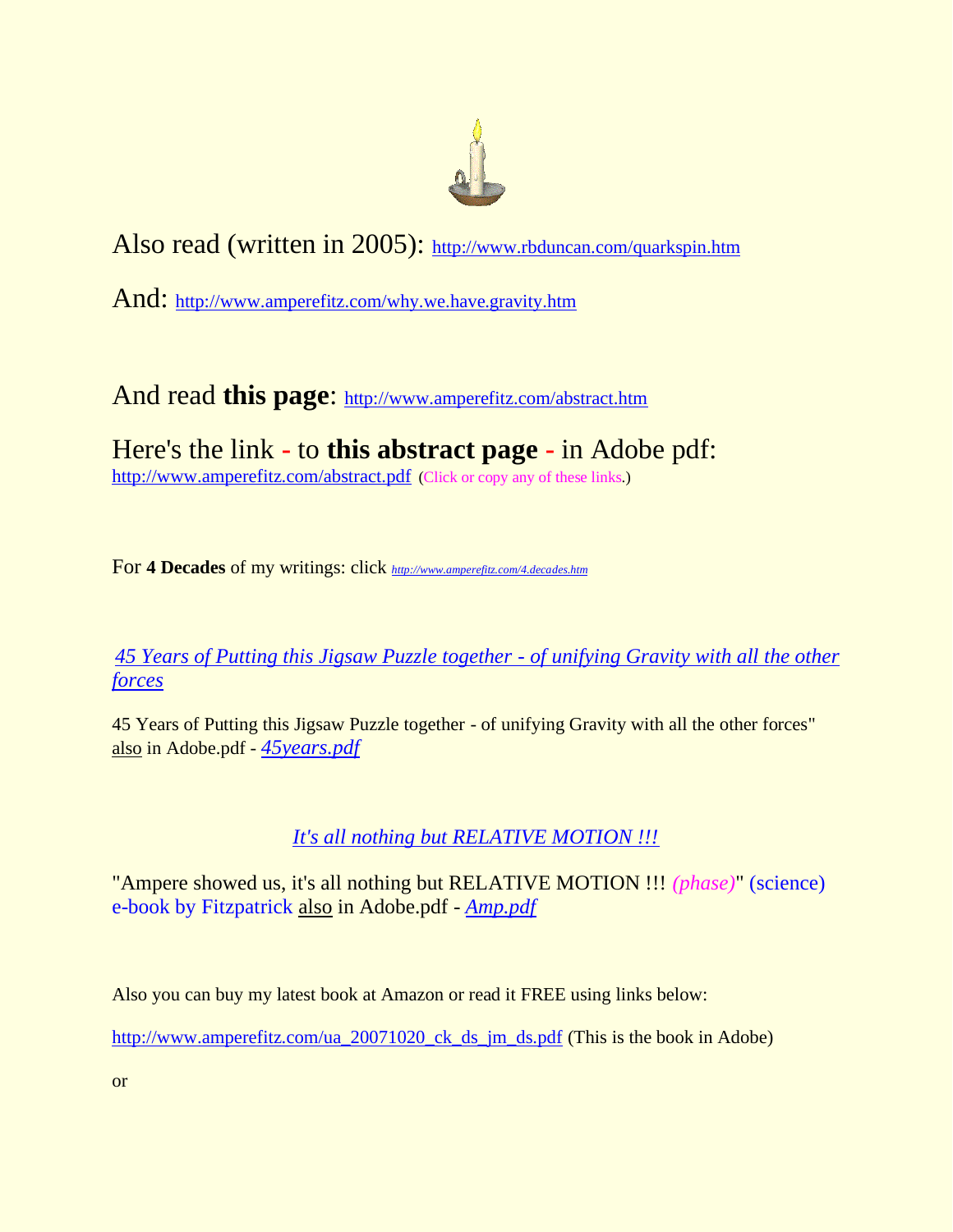Also read (written in 2005): http://www.rbduncan.com/quarkspin.htm

And: http://www.amperefitz.com/why.we.have.gravity.htm

And read **this page**: http://www.amperefitz.com/abstract.htm

Here's the link **-** to **this abstract page -** in Adobe pdf:
http://www.amperefitz.com/abstract.pdf (Click or copy any of these links.)

For **4 Decades** of my writings: click *http://www.amperefitz.com/4.decades.htm*

*45 Years of Putting this Jigsaw Puzzle together - of unifying Gravity with all the other forces*

45 Years of Putting this Jigsaw Puzzle together - of unifying Gravity with all the other forces" also in Adobe.pdf - *45years.pdf*

*It's all nothing but RELATIVE MOTION !!!*

"Ampere showed us, it's all nothing but RELATIVE MOTION !!! *(phase)*" (science) e-book by Fitzpatrick also in Adobe.pdf - *Amp.pdf*

Also you can buy my latest book at Amazon or read it FREE using links below:

http://www.amperefitz.com/ua_20071020_ck_ds_jm_ds.pdf (This is the book in Adobe)

or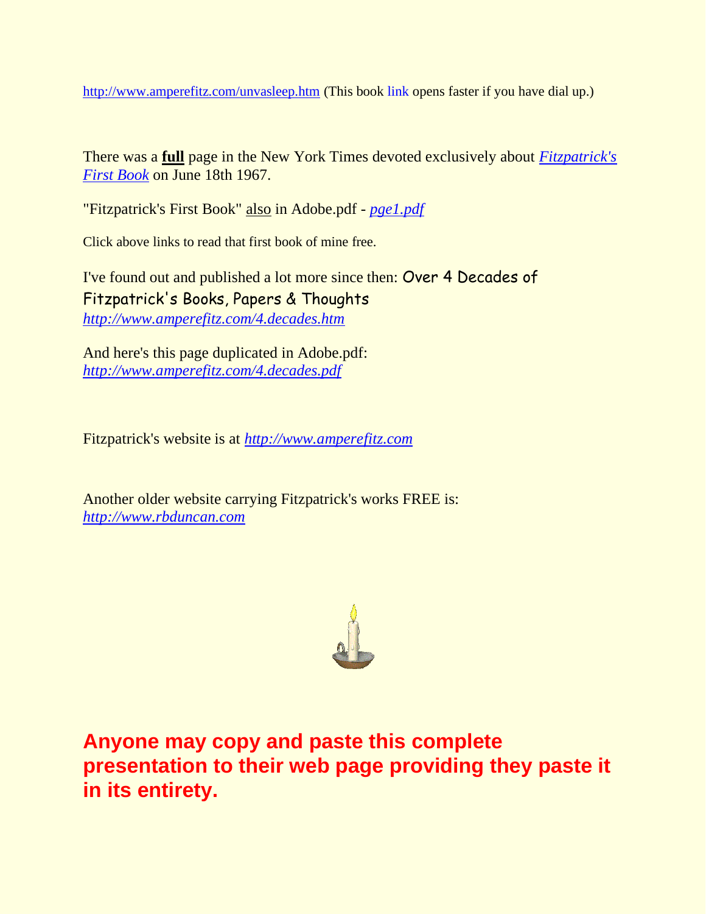http://www.amperefitz.com/unvasleep.htm (This book link opens faster if you have dial up.)

There was a **full** page in the New York Times devoted exclusively about *Fitzpatrick's First Book* on June 18th 1967.

"Fitzpatrick's First Book" also in Adobe.pdf - *pge1.pdf*

Click above links to read that first book of mine free.

I've found out and published a lot more since then: Over 4 Decades of Fitzpatrick's Books, Papers & Thoughts
*http://www.amperefitz.com/4.decades.htm*

And here's this page duplicated in Adobe.pdf:
*http://www.amperefitz.com/4.decades.pdf*

Fitzpatrick's website is at *http://www.amperefitz.com*

Another older website carrying Fitzpatrick's works FREE is:
*http://www.rbduncan.com*

**Anyone may copy and paste this complete presentation to their web page providing they paste it in its entirety.**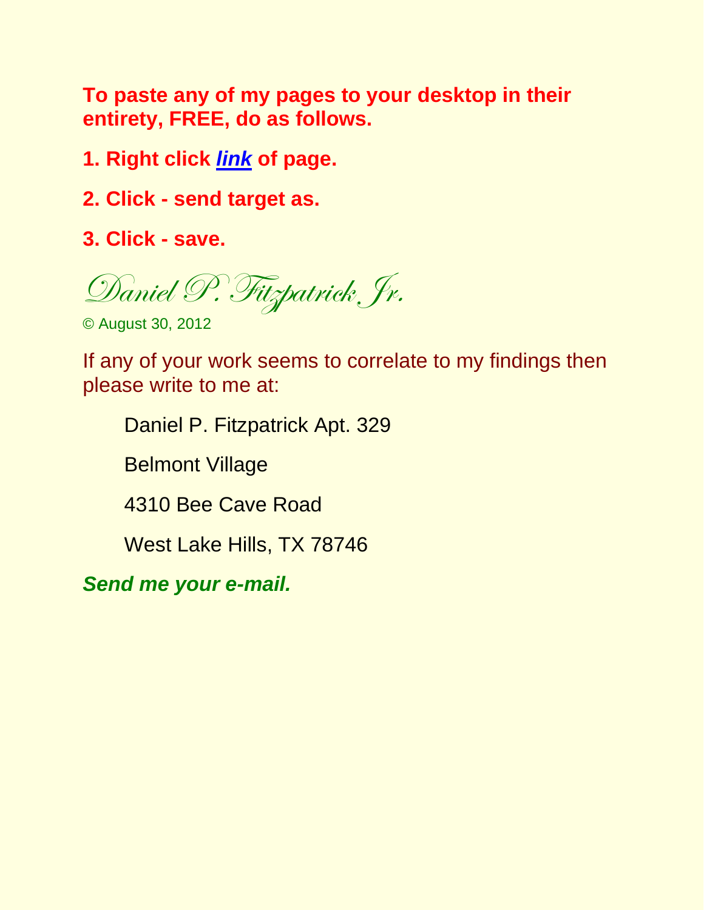**To paste any of my pages to your desktop in their entirety, FREE, do as follows.**

**1. Right click *link* of page.**

**2. Click - send target as.**

**3. Click - save.**

*Daniel P. Fitzpatrick Jr.*

© August 30, 2012

If any of your work seems to correlate to my findings then please write to me at:

Daniel P. Fitzpatrick Apt. 329

Belmont Village

4310 Bee Cave Road

West Lake Hills, TX 78746

***Send me your e-mail.***